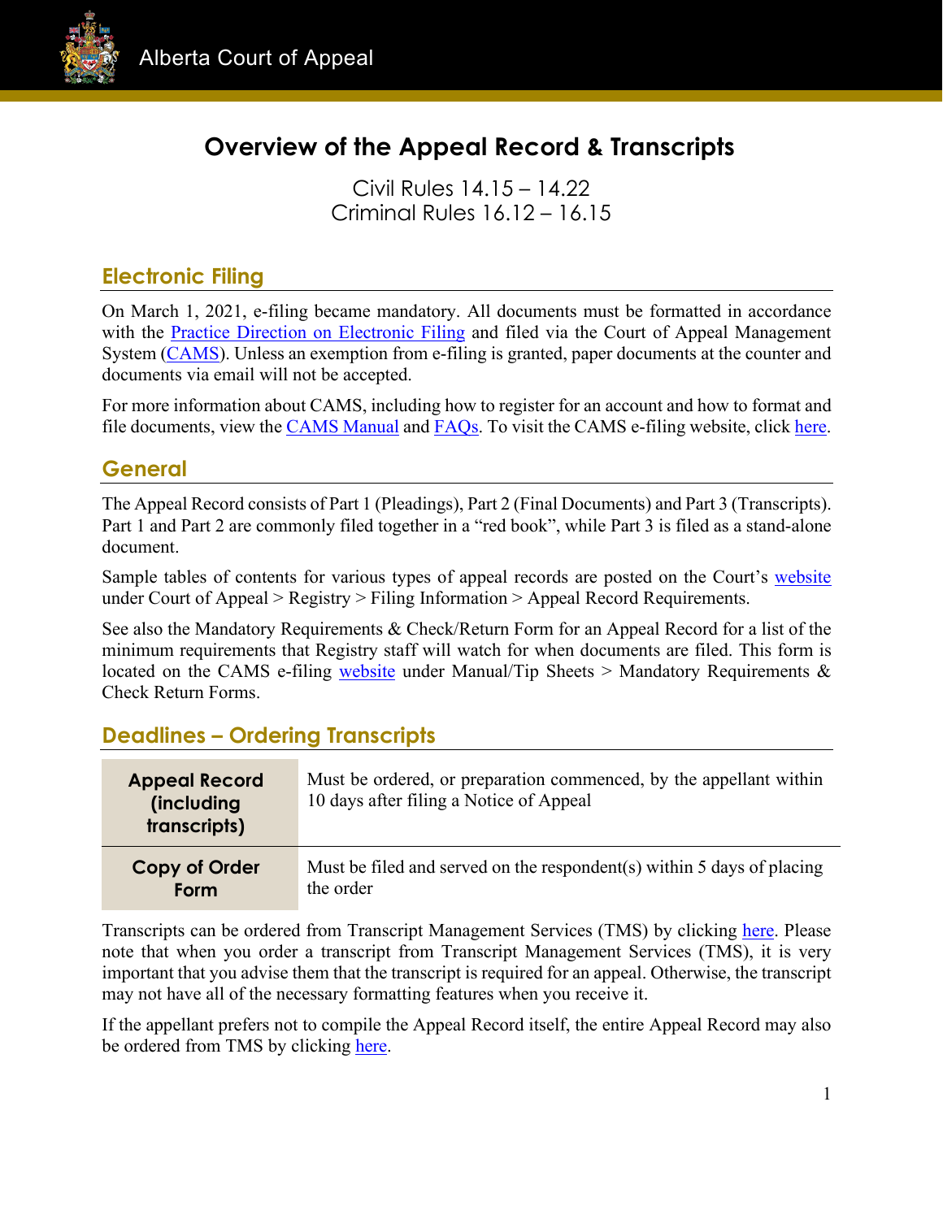Alberta Court of Appeal

# Overview of the Appeal Record & Transcripts

Civil Rules 14.15 – 14.22
Criminal Rules 16.12 – 16.15

## Electronic Filing

On March 1, 2021, e-filing became mandatory. All documents must be formatted in accordance with the Practice Direction on Electronic Filing and filed via the Court of Appeal Management System (CAMS). Unless an exemption from e-filing is granted, paper documents at the counter and documents via email will not be accepted.

For more information about CAMS, including how to register for an account and how to format and file documents, view the CAMS Manual and FAQs. To visit the CAMS e-filing website, click here.

## General

The Appeal Record consists of Part 1 (Pleadings), Part 2 (Final Documents) and Part 3 (Transcripts). Part 1 and Part 2 are commonly filed together in a "red book", while Part 3 is filed as a stand-alone document.

Sample tables of contents for various types of appeal records are posted on the Court's website under Court of Appeal > Registry > Filing Information > Appeal Record Requirements.

See also the Mandatory Requirements & Check/Return Form for an Appeal Record for a list of the minimum requirements that Registry staff will watch for when documents are filed. This form is located on the CAMS e-filing website under Manual/Tip Sheets > Mandatory Requirements & Check Return Forms.

## Deadlines – Ordering Transcripts

| | |
|---|---|
| **Appeal Record (including transcripts)** | Must be ordered, or preparation commenced, by the appellant within 10 days after filing a Notice of Appeal |
| **Copy of Order Form** | Must be filed and served on the respondent(s) within 5 days of placing the order |

Transcripts can be ordered from Transcript Management Services (TMS) by clicking here. Please note that when you order a transcript from Transcript Management Services (TMS), it is very important that you advise them that the transcript is required for an appeal. Otherwise, the transcript may not have all of the necessary formatting features when you receive it.

If the appellant prefers not to compile the Appeal Record itself, the entire Appeal Record may also be ordered from TMS by clicking here.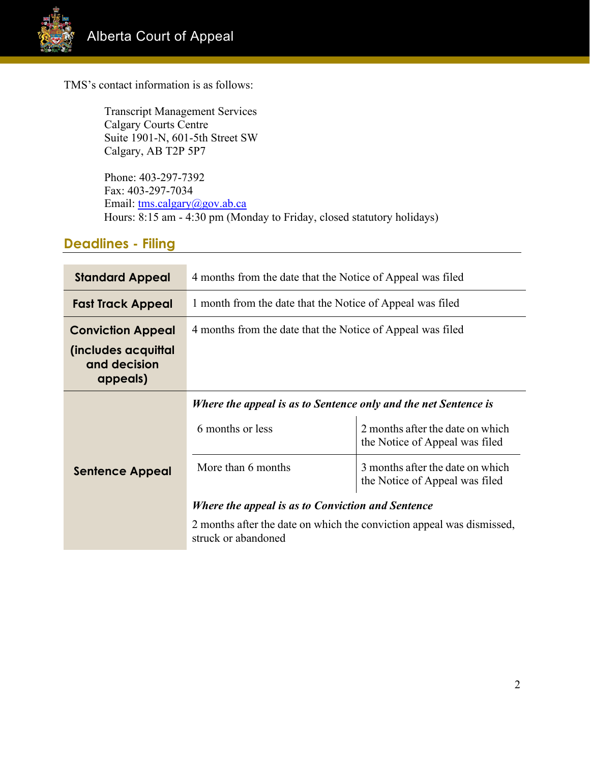TMS's contact information is as follows:

> Transcript Management Services
> Calgary Courts Centre
> Suite 1901-N, 601-5th Street SW
> Calgary, AB T2P 5P7
>
> Phone: 403-297-7392
> Fax: 403-297-7034
> Email: tms.calgary@gov.ab.ca
> Hours: 8:15 am - 4:30 pm (Monday to Friday, closed statutory holidays)

## Deadlines - Filing

| | | |
|---|---|---|
| **Standard Appeal** | 4 months from the date that the Notice of Appeal was filed | |
| **Fast Track Appeal** | 1 month from the date that the Notice of Appeal was filed | |
| **Conviction Appeal (includes acquittal and decision appeals)** | 4 months from the date that the Notice of Appeal was filed | |
| **Sentence Appeal** | ***Where the appeal is as to Sentence only and the net Sentence is*** | |
| | 6 months or less | 2 months after the date on which the Notice of Appeal was filed |
| | More than 6 months | 3 months after the date on which the Notice of Appeal was filed |
| | ***Where the appeal is as to Conviction and Sentence*** | |
| | 2 months after the date on which the conviction appeal was dismissed, struck or abandoned | |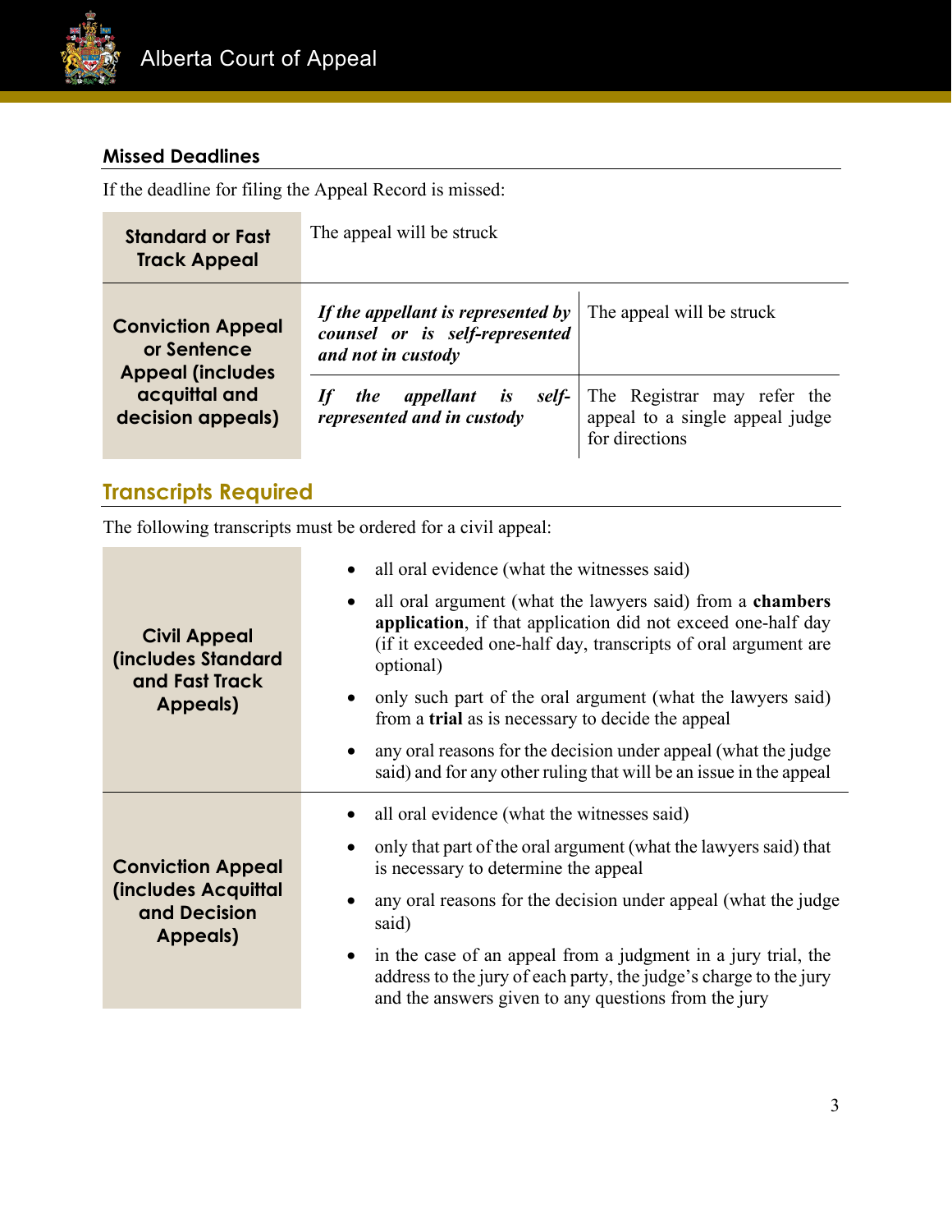### Missed Deadlines

If the deadline for filing the Appeal Record is missed:

| | | |
|---|---|---|
| **Standard or Fast Track Appeal** | The appeal will be struck | |
| **Conviction Appeal or Sentence Appeal (includes acquittal and decision appeals)** | ***If the appellant is represented by counsel or is self-represented and not in custody*** | The appeal will be struck |
| | ***If the appellant is self-represented and in custody*** | The Registrar may refer the appeal to a single appeal judge for directions |

## Transcripts Required

The following transcripts must be ordered for a civil appeal:

| | |
|---|---|
| **Civil Appeal (includes Standard and Fast Track Appeals)** | • all oral evidence (what the witnesses said)<br>• all oral argument (what the lawyers said) from a **chambers application**, if that application did not exceed one-half day (if it exceeded one-half day, transcripts of oral argument are optional)<br>• only such part of the oral argument (what the lawyers said) from a **trial** as is necessary to decide the appeal<br>• any oral reasons for the decision under appeal (what the judge said) and for any other ruling that will be an issue in the appeal |
| **Conviction Appeal (includes Acquittal and Decision Appeals)** | • all oral evidence (what the witnesses said)<br>• only that part of the oral argument (what the lawyers said) that is necessary to determine the appeal<br>• any oral reasons for the decision under appeal (what the judge said)<br>• in the case of an appeal from a judgment in a jury trial, the address to the jury of each party, the judge's charge to the jury and the answers given to any questions from the jury |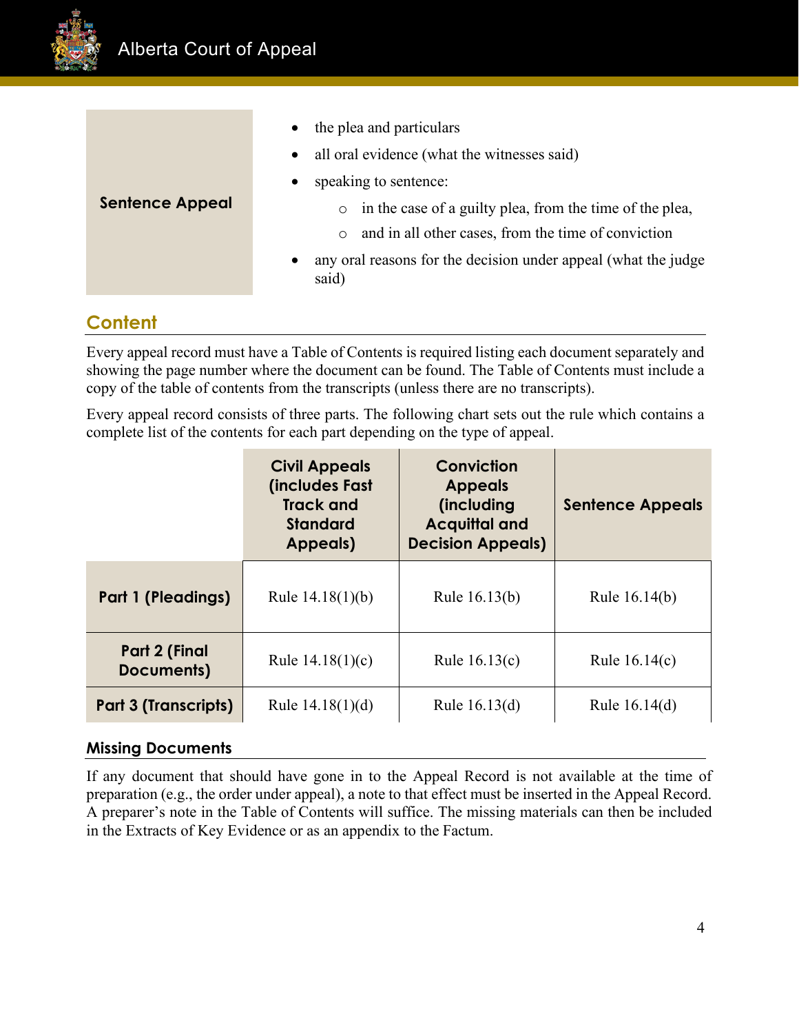| | |
|---|---|
| **Sentence Appeal** | • the plea and particulars<br>• all oral evidence (what the witnesses said)<br>• speaking to sentence:<br>  ○ in the case of a guilty plea, from the time of the plea,<br>  ○ and in all other cases, from the time of conviction<br>• any oral reasons for the decision under appeal (what the judge said) |

## Content

Every appeal record must have a Table of Contents is required listing each document separately and showing the page number where the document can be found. The Table of Contents must include a copy of the table of contents from the transcripts (unless there are no transcripts).

Every appeal record consists of three parts. The following chart sets out the rule which contains a complete list of the contents for each part depending on the type of appeal.

| | Civil Appeals (includes Fast Track and Standard Appeals) | Conviction Appeals (including Acquittal and Decision Appeals) | Sentence Appeals |
|---|---|---|---|
| **Part 1 (Pleadings)** | Rule 14.18(1)(b) | Rule 16.13(b) | Rule 16.14(b) |
| **Part 2 (Final Documents)** | Rule 14.18(1)(c) | Rule 16.13(c) | Rule 16.14(c) |
| **Part 3 (Transcripts)** | Rule 14.18(1)(d) | Rule 16.13(d) | Rule 16.14(d) |

### Missing Documents

If any document that should have gone in to the Appeal Record is not available at the time of preparation (e.g., the order under appeal), a note to that effect must be inserted in the Appeal Record. A preparer's note in the Table of Contents will suffice. The missing materials can then be included in the Extracts of Key Evidence or as an appendix to the Factum.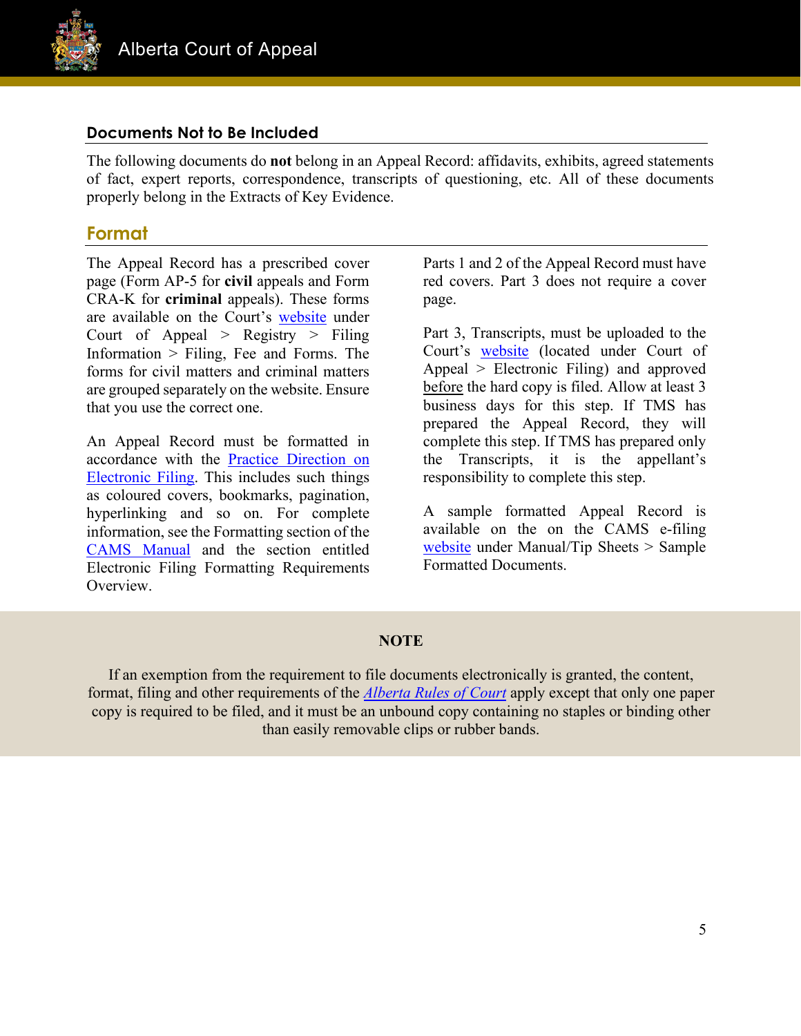### Documents Not to Be Included

The following documents do **not** belong in an Appeal Record: affidavits, exhibits, agreed statements of fact, expert reports, correspondence, transcripts of questioning, etc. All of these documents properly belong in the Extracts of Key Evidence.

## Format

The Appeal Record has a prescribed cover page (Form AP-5 for **civil** appeals and Form CRA-K for **criminal** appeals). These forms are available on the Court's website under Court of Appeal > Registry > Filing Information > Filing, Fee and Forms. The forms for civil matters and criminal matters are grouped separately on the website. Ensure that you use the correct one.

An Appeal Record must be formatted in accordance with the Practice Direction on Electronic Filing. This includes such things as coloured covers, bookmarks, pagination, hyperlinking and so on. For complete information, see the Formatting section of the CAMS Manual and the section entitled Electronic Filing Formatting Requirements Overview.

Parts 1 and 2 of the Appeal Record must have red covers. Part 3 does not require a cover page.

Part 3, Transcripts, must be uploaded to the Court's website (located under Court of Appeal > Electronic Filing) and approved before the hard copy is filed. Allow at least 3 business days for this step. If TMS has prepared the Appeal Record, they will complete this step. If TMS has prepared only the Transcripts, it is the appellant's responsibility to complete this step.

A sample formatted Appeal Record is available on the on the CAMS e-filing website under Manual/Tip Sheets > Sample Formatted Documents.

**NOTE**

If an exemption from the requirement to file documents electronically is granted, the content, format, filing and other requirements of the *Alberta Rules of Court* apply except that only one paper copy is required to be filed, and it must be an unbound copy containing no staples or binding other than easily removable clips or rubber bands.